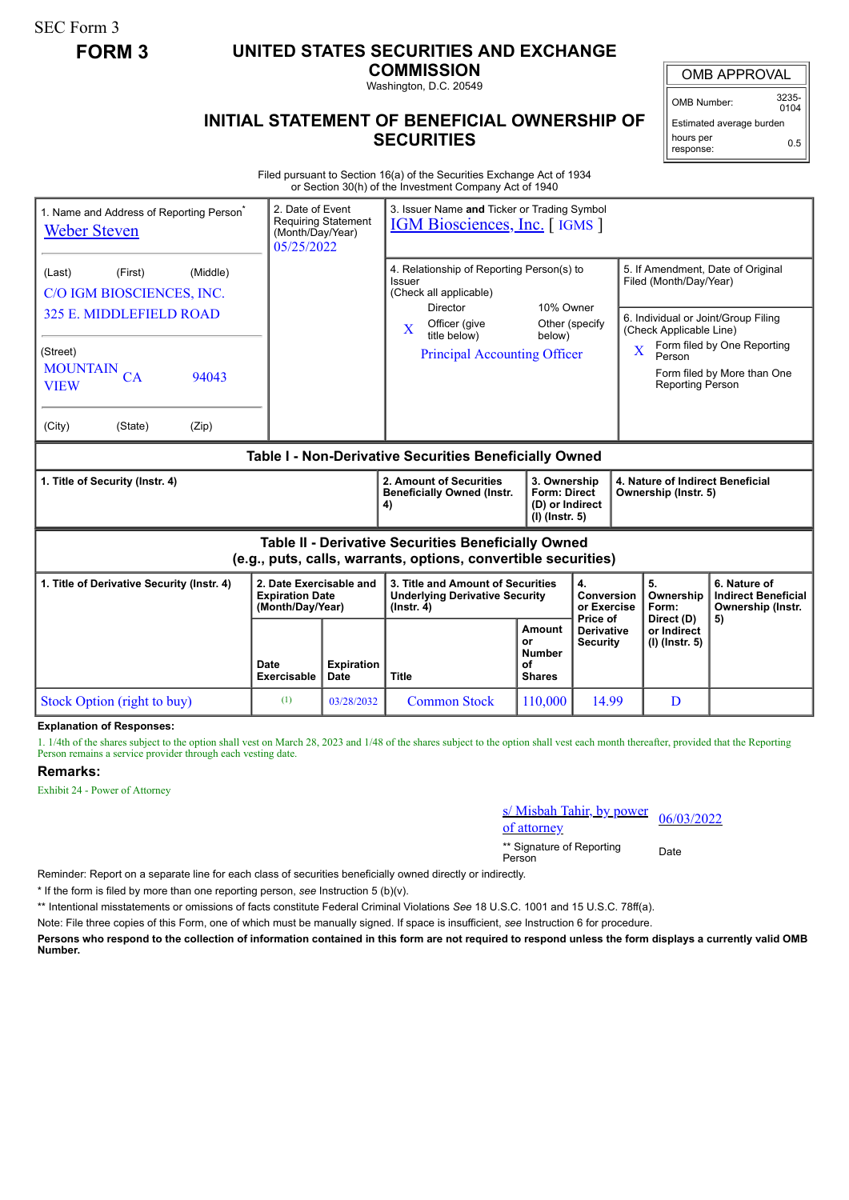SEC Form 3

**FORM 3**

# UNITED STATES SECURITIES AND EXCHANGE COMMISSION

Washington, D.C. 20549

## INITIAL STATEMENT OF BENEFICIAL OWNERSHIP OF SECURITIES

| OMB APPROVAL | |
|---|---|
| OMB Number: | 3235-0104 |
| Estimated average burden hours per response: | 0.5 |

Filed pursuant to Section 16(a) of the Securities Exchange Act of 1934 or Section 30(h) of the Investment Company Act of 1940

| 1. Name and Address of Reporting Person* | 2. Date of Event Requiring Statement (Month/Day/Year) | 3. Issuer Name and Ticker or Trading Symbol |
|---|---|---|
| Weber Steven | 05/25/2022 | IGM Biosciences, Inc. [ IGMS ] |

(Last) (First) (Middle)
C/O IGM BIOSCIENCES, INC.
325 E. MIDDLEFIELD ROAD

(Street)
MOUNTAIN VIEW CA 94043

(City) (State) (Zip)

4. Relationship of Reporting Person(s) to Issuer (Check all applicable)
- Director
- 10% Owner
- X Officer (give title below)
- Other (specify below)

Principal Accounting Officer

5. If Amendment, Date of Original Filed (Month/Day/Year)

6. Individual or Joint/Group Filing (Check Applicable Line)
- X Form filed by One Reporting Person
- Form filed by More than One Reporting Person

**Table I - Non-Derivative Securities Beneficially Owned**

| 1. Title of Security (Instr. 4) | 2. Amount of Securities Beneficially Owned (Instr. 4) | 3. Ownership Form: Direct (D) or Indirect (I) (Instr. 5) | 4. Nature of Indirect Beneficial Ownership (Instr. 5) |
|---|---|---|---|

**Table II - Derivative Securities Beneficially Owned (e.g., puts, calls, warrants, options, convertible securities)**

| 1. Title of Derivative Security (Instr. 4) | 2. Date Exercisable and Expiration Date (Month/Day/Year) | | 3. Title and Amount of Securities Underlying Derivative Security (Instr. 4) | | 4. Conversion or Exercise Price of Derivative Security | 5. Ownership Form: Direct (D) or Indirect (I) (Instr. 5) | 6. Nature of Indirect Beneficial Ownership (Instr. 5) |
|---|---|---|---|---|---|---|---|
| | Date Exercisable | Expiration Date | Title | Amount or Number of Shares | | | |
| Stock Option (right to buy) | (1) | 03/28/2032 | Common Stock | 110,000 | 14.99 | D | |

**Explanation of Responses:**

1. 1/4th of the shares subject to the option shall vest on March 28, 2023 and 1/48 of the shares subject to the option shall vest each month thereafter, provided that the Reporting Person remains a service provider through each vesting date.

## Remarks:

Exhibit 24 - Power of Attorney

| s/ Misbah Tahir, by power of attorney | 06/03/2022 |
|---|---|
| ** Signature of Reporting Person | Date |

Reminder: Report on a separate line for each class of securities beneficially owned directly or indirectly.

* If the form is filed by more than one reporting person, *see* Instruction 5 (b)(v).

** Intentional misstatements or omissions of facts constitute Federal Criminal Violations *See* 18 U.S.C. 1001 and 15 U.S.C. 78ff(a).

Note: File three copies of this Form, one of which must be manually signed. If space is insufficient, *see* Instruction 6 for procedure.

**Persons who respond to the collection of information contained in this form are not required to respond unless the form displays a currently valid OMB Number.**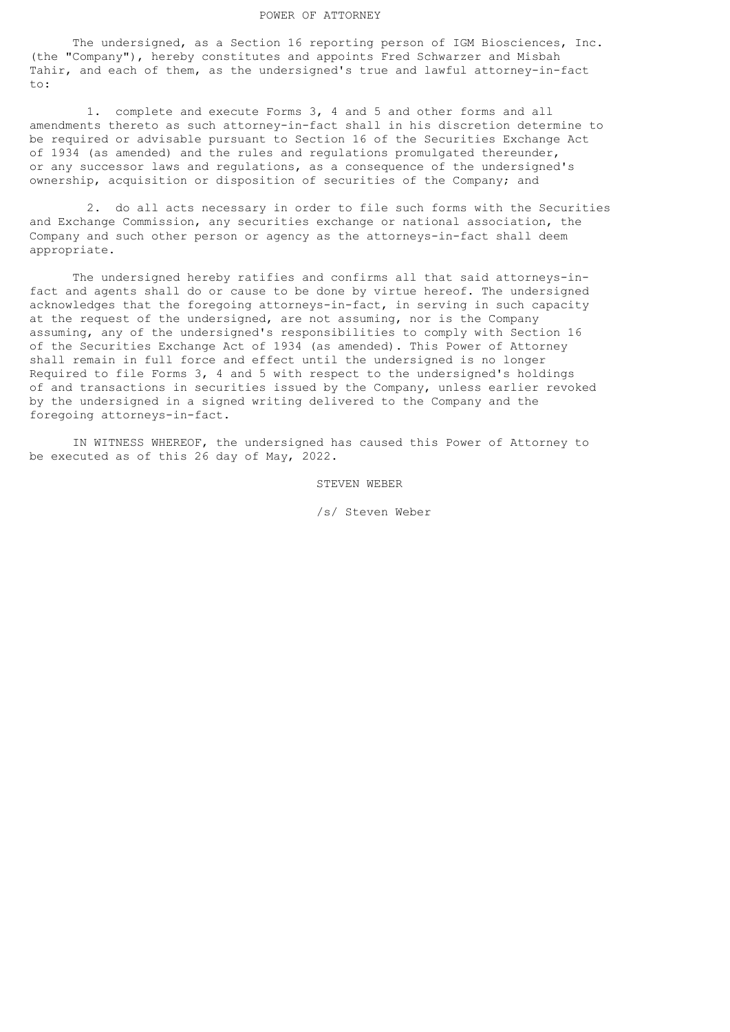# POWER OF ATTORNEY

The undersigned, as a Section 16 reporting person of IGM Biosciences, Inc. (the "Company"), hereby constitutes and appoints Fred Schwarzer and Misbah Tahir, and each of them, as the undersigned's true and lawful attorney-in-fact to:

1. complete and execute Forms 3, 4 and 5 and other forms and all amendments thereto as such attorney-in-fact shall in his discretion determine to be required or advisable pursuant to Section 16 of the Securities Exchange Act of 1934 (as amended) and the rules and regulations promulgated thereunder, or any successor laws and regulations, as a consequence of the undersigned's ownership, acquisition or disposition of securities of the Company; and

2. do all acts necessary in order to file such forms with the Securities and Exchange Commission, any securities exchange or national association, the Company and such other person or agency as the attorneys-in-fact shall deem appropriate.

The undersigned hereby ratifies and confirms all that said attorneys-in-fact and agents shall do or cause to be done by virtue hereof. The undersigned acknowledges that the foregoing attorneys-in-fact, in serving in such capacity at the request of the undersigned, are not assuming, nor is the Company assuming, any of the undersigned's responsibilities to comply with Section 16 of the Securities Exchange Act of 1934 (as amended). This Power of Attorney shall remain in full force and effect until the undersigned is no longer Required to file Forms 3, 4 and 5 with respect to the undersigned's holdings of and transactions in securities issued by the Company, unless earlier revoked by the undersigned in a signed writing delivered to the Company and the foregoing attorneys-in-fact.

IN WITNESS WHEREOF, the undersigned has caused this Power of Attorney to be executed as of this 26 day of May, 2022.

STEVEN WEBER

/s/ Steven Weber